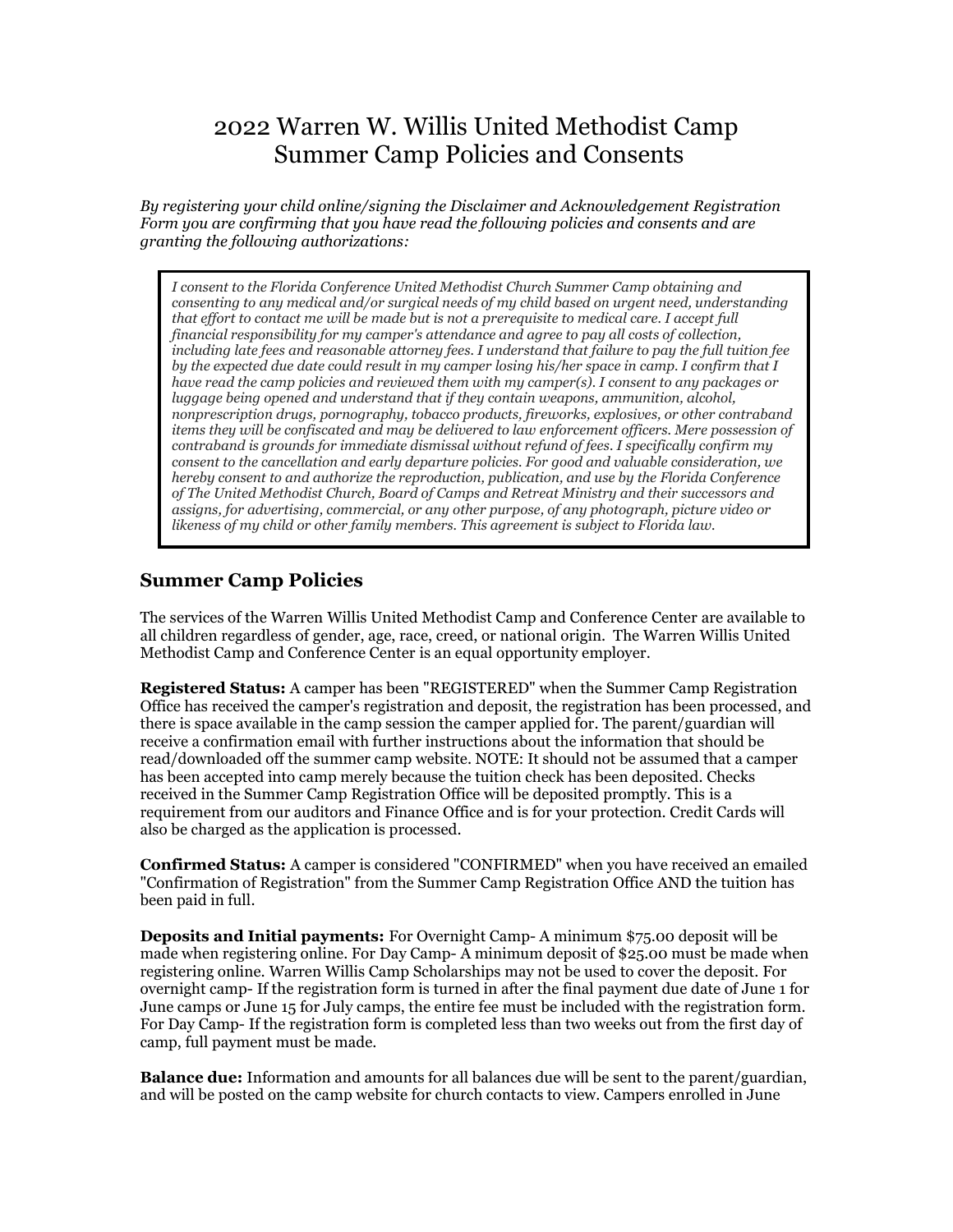# 2022 Warren W. Willis United Methodist Camp
# Summer Camp Policies and Consents

*By registering your child online/signing the Disclaimer and Acknowledgement Registration Form you are confirming that you have read the following policies and consents and are granting the following authorizations:*

> *I consent to the Florida Conference United Methodist Church Summer Camp obtaining and consenting to any medical and/or surgical needs of my child based on urgent need, understanding that effort to contact me will be made but is not a prerequisite to medical care. I accept full financial responsibility for my camper's attendance and agree to pay all costs of collection, including late fees and reasonable attorney fees. I understand that failure to pay the full tuition fee by the expected due date could result in my camper losing his/her space in camp. I confirm that I have read the camp policies and reviewed them with my camper(s). I consent to any packages or luggage being opened and understand that if they contain weapons, ammunition, alcohol, nonprescription drugs, pornography, tobacco products, fireworks, explosives, or other contraband items they will be confiscated and may be delivered to law enforcement officers. Mere possession of contraband is grounds for immediate dismissal without refund of fees. I specifically confirm my consent to the cancellation and early departure policies. For good and valuable consideration, we hereby consent to and authorize the reproduction, publication, and use by the Florida Conference of The United Methodist Church, Board of Camps and Retreat Ministry and their successors and assigns, for advertising, commercial, or any other purpose, of any photograph, picture video or likeness of my child or other family members. This agreement is subject to Florida law.*

## Summer Camp Policies

The services of the Warren Willis United Methodist Camp and Conference Center are available to all children regardless of gender, age, race, creed, or national origin. The Warren Willis United Methodist Camp and Conference Center is an equal opportunity employer.

**Registered Status:** A camper has been "REGISTERED" when the Summer Camp Registration Office has received the camper's registration and deposit, the registration has been processed, and there is space available in the camp session the camper applied for. The parent/guardian will receive a confirmation email with further instructions about the information that should be read/downloaded off the summer camp website. NOTE: It should not be assumed that a camper has been accepted into camp merely because the tuition check has been deposited. Checks received in the Summer Camp Registration Office will be deposited promptly. This is a requirement from our auditors and Finance Office and is for your protection. Credit Cards will also be charged as the application is processed.

**Confirmed Status:** A camper is considered "CONFIRMED" when you have received an emailed "Confirmation of Registration" from the Summer Camp Registration Office AND the tuition has been paid in full.

**Deposits and Initial payments:** For Overnight Camp- A minimum $75.00 deposit will be made when registering online. For Day Camp- A minimum deposit of $25.00 must be made when registering online. Warren Willis Camp Scholarships may not be used to cover the deposit. For overnight camp- If the registration form is turned in after the final payment due date of June 1 for June camps or June 15 for July camps, the entire fee must be included with the registration form. For Day Camp- If the registration form is completed less than two weeks out from the first day of camp, full payment must be made.

**Balance due:** Information and amounts for all balances due will be sent to the parent/guardian, and will be posted on the camp website for church contacts to view. Campers enrolled in June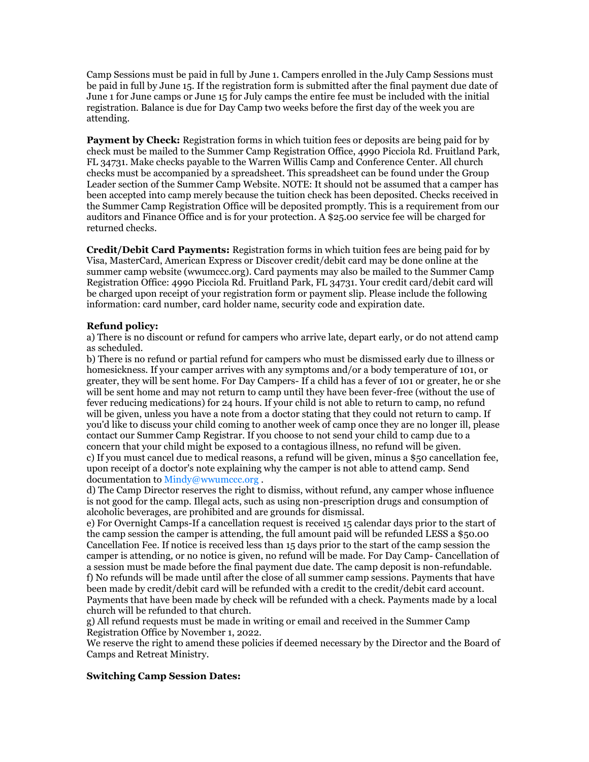Camp Sessions must be paid in full by June 1. Campers enrolled in the July Camp Sessions must be paid in full by June 15. If the registration form is submitted after the final payment due date of June 1 for June camps or June 15 for July camps the entire fee must be included with the initial registration. Balance is due for Day Camp two weeks before the first day of the week you are attending.

**Payment by Check:** Registration forms in which tuition fees or deposits are being paid for by check must be mailed to the Summer Camp Registration Office, 4990 Picciola Rd. Fruitland Park, FL 34731. Make checks payable to the Warren Willis Camp and Conference Center. All church checks must be accompanied by a spreadsheet. This spreadsheet can be found under the Group Leader section of the Summer Camp Website. NOTE: It should not be assumed that a camper has been accepted into camp merely because the tuition check has been deposited. Checks received in the Summer Camp Registration Office will be deposited promptly. This is a requirement from our auditors and Finance Office and is for your protection. A $25.00 service fee will be charged for returned checks.

**Credit/Debit Card Payments:** Registration forms in which tuition fees are being paid for by Visa, MasterCard, American Express or Discover credit/debit card may be done online at the summer camp website (wwumccc.org). Card payments may also be mailed to the Summer Camp Registration Office: 4990 Picciola Rd. Fruitland Park, FL 34731. Your credit card/debit card will be charged upon receipt of your registration form or payment slip. Please include the following information: card number, card holder name, security code and expiration date.

**Refund policy:**

a) There is no discount or refund for campers who arrive late, depart early, or do not attend camp as scheduled.

b) There is no refund or partial refund for campers who must be dismissed early due to illness or homesickness. If your camper arrives with any symptoms and/or a body temperature of 101, or greater, they will be sent home. For Day Campers- If a child has a fever of 101 or greater, he or she will be sent home and may not return to camp until they have been fever-free (without the use of fever reducing medications) for 24 hours. If your child is not able to return to camp, no refund will be given, unless you have a note from a doctor stating that they could not return to camp. If you'd like to discuss your child coming to another week of camp once they are no longer ill, please contact our Summer Camp Registrar. If you choose to not send your child to camp due to a concern that your child might be exposed to a contagious illness, no refund will be given.

c) If you must cancel due to medical reasons, a refund will be given, minus a $50 cancellation fee, upon receipt of a doctor's note explaining why the camper is not able to attend camp. Send documentation to Mindy@wwumccc.org .

d) The Camp Director reserves the right to dismiss, without refund, any camper whose influence is not good for the camp. Illegal acts, such as using non-prescription drugs and consumption of alcoholic beverages, are prohibited and are grounds for dismissal.

e) For Overnight Camps-If a cancellation request is received 15 calendar days prior to the start of the camp session the camper is attending, the full amount paid will be refunded LESS a $50.00 Cancellation Fee. If notice is received less than 15 days prior to the start of the camp session the camper is attending, or no notice is given, no refund will be made. For Day Camp- Cancellation of a session must be made before the final payment due date. The camp deposit is non-refundable.

f) No refunds will be made until after the close of all summer camp sessions. Payments that have been made by credit/debit card will be refunded with a credit to the credit/debit card account. Payments that have been made by check will be refunded with a check. Payments made by a local church will be refunded to that church.

g) All refund requests must be made in writing or email and received in the Summer Camp Registration Office by November 1, 2022.

We reserve the right to amend these policies if deemed necessary by the Director and the Board of Camps and Retreat Ministry.

**Switching Camp Session Dates:**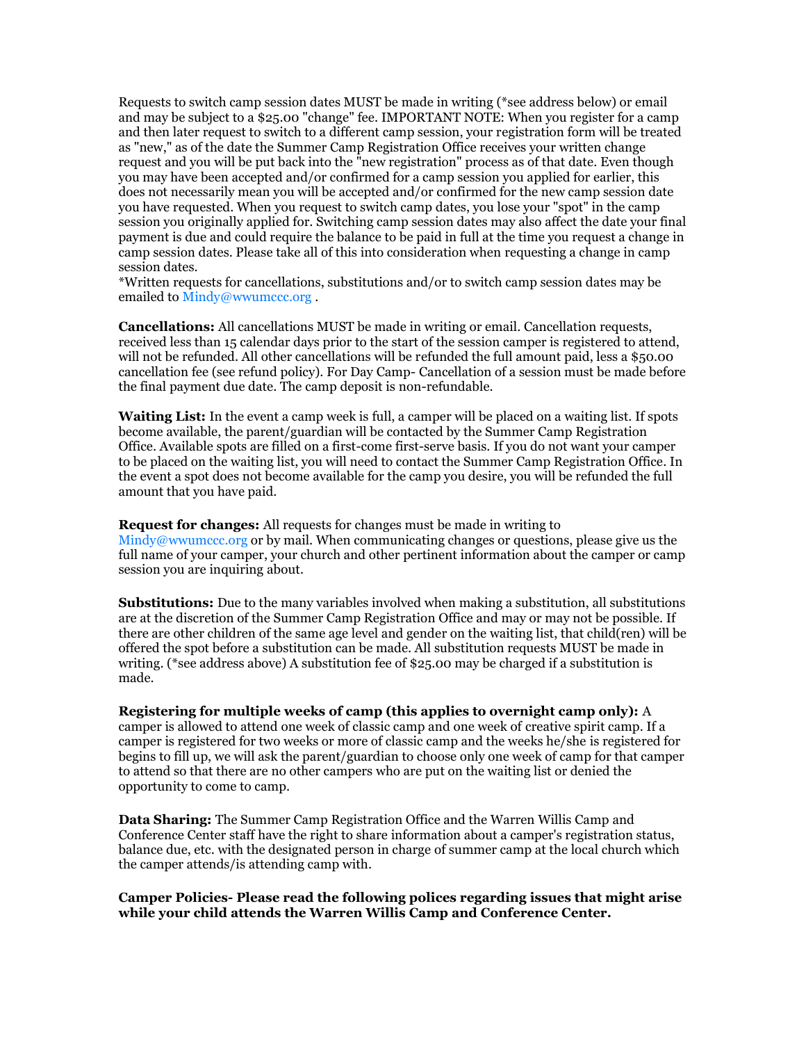Requests to switch camp session dates MUST be made in writing (*see address below) or email and may be subject to a $25.00 "change" fee. IMPORTANT NOTE: When you register for a camp and then later request to switch to a different camp session, your registration form will be treated as "new," as of the date the Summer Camp Registration Office receives your written change request and you will be put back into the "new registration" process as of that date. Even though you may have been accepted and/or confirmed for a camp session you applied for earlier, this does not necessarily mean you will be accepted and/or confirmed for the new camp session date you have requested. When you request to switch camp dates, you lose your "spot" in the camp session you originally applied for. Switching camp session dates may also affect the date your final payment is due and could require the balance to be paid in full at the time you request a change in camp session dates. Please take all of this into consideration when requesting a change in camp session dates.

*Written requests for cancellations, substitutions and/or to switch camp session dates may be emailed to Mindy@wwumccc.org .

**Cancellations:** All cancellations MUST be made in writing or email. Cancellation requests, received less than 15 calendar days prior to the start of the session camper is registered to attend, will not be refunded. All other cancellations will be refunded the full amount paid, less a $50.00 cancellation fee (see refund policy). For Day Camp- Cancellation of a session must be made before the final payment due date. The camp deposit is non-refundable.

**Waiting List:** In the event a camp week is full, a camper will be placed on a waiting list. If spots become available, the parent/guardian will be contacted by the Summer Camp Registration Office. Available spots are filled on a first-come first-serve basis. If you do not want your camper to be placed on the waiting list, you will need to contact the Summer Camp Registration Office. In the event a spot does not become available for the camp you desire, you will be refunded the full amount that you have paid.

**Request for changes:** All requests for changes must be made in writing to Mindy@wwumccc.org or by mail. When communicating changes or questions, please give us the full name of your camper, your church and other pertinent information about the camper or camp session you are inquiring about.

**Substitutions:** Due to the many variables involved when making a substitution, all substitutions are at the discretion of the Summer Camp Registration Office and may or may not be possible. If there are other children of the same age level and gender on the waiting list, that child(ren) will be offered the spot before a substitution can be made. All substitution requests MUST be made in writing. (*see address above) A substitution fee of $25.00 may be charged if a substitution is made.

**Registering for multiple weeks of camp (this applies to overnight camp only):** A camper is allowed to attend one week of classic camp and one week of creative spirit camp. If a camper is registered for two weeks or more of classic camp and the weeks he/she is registered for begins to fill up, we will ask the parent/guardian to choose only one week of camp for that camper to attend so that there are no other campers who are put on the waiting list or denied the opportunity to come to camp.

**Data Sharing:** The Summer Camp Registration Office and the Warren Willis Camp and Conference Center staff have the right to share information about a camper's registration status, balance due, etc. with the designated person in charge of summer camp at the local church which the camper attends/is attending camp with.

**Camper Policies- Please read the following polices regarding issues that might arise while your child attends the Warren Willis Camp and Conference Center.**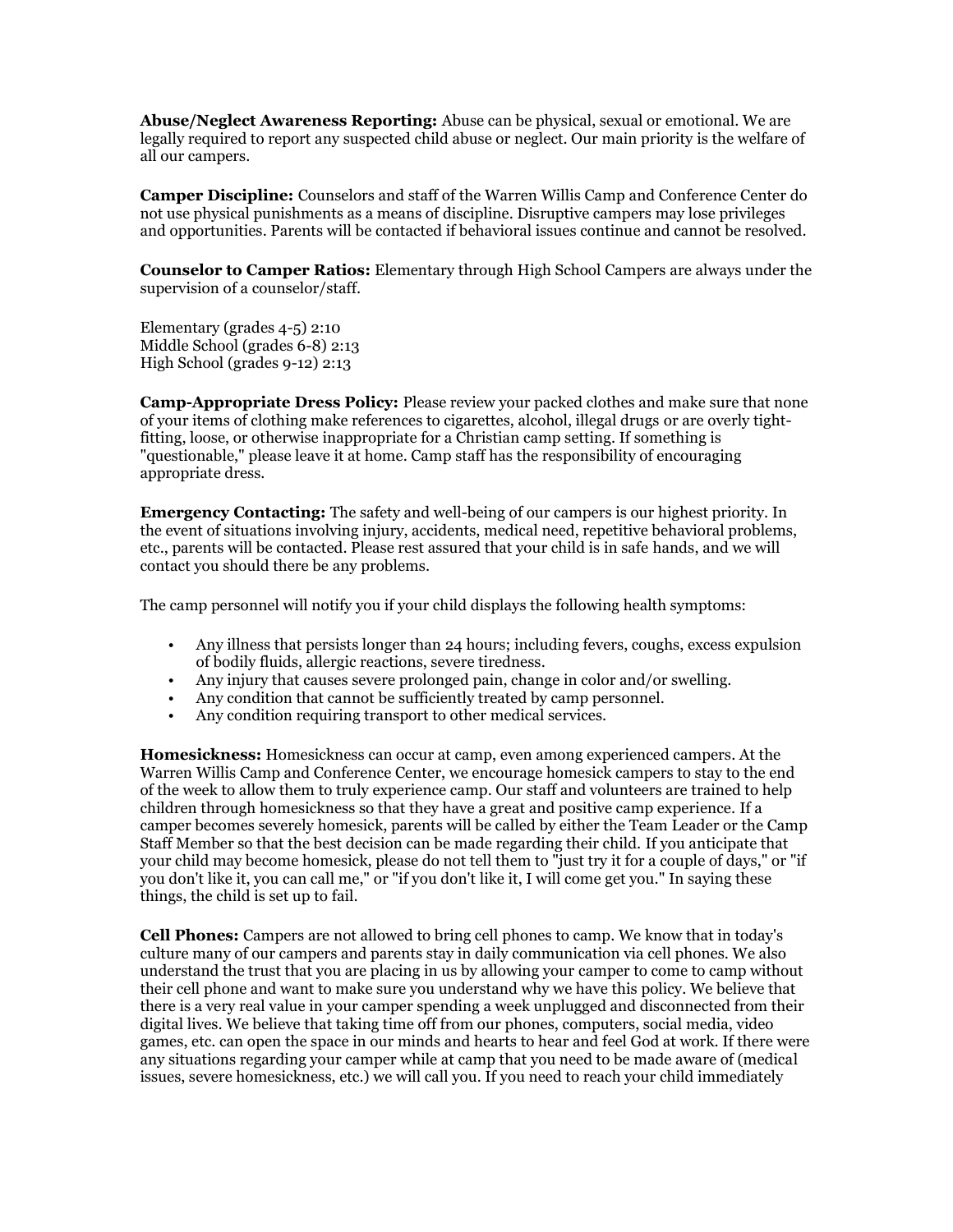**Abuse/Neglect Awareness Reporting:** Abuse can be physical, sexual or emotional. We are legally required to report any suspected child abuse or neglect. Our main priority is the welfare of all our campers.

**Camper Discipline:** Counselors and staff of the Warren Willis Camp and Conference Center do not use physical punishments as a means of discipline. Disruptive campers may lose privileges and opportunities. Parents will be contacted if behavioral issues continue and cannot be resolved.

**Counselor to Camper Ratios:** Elementary through High School Campers are always under the supervision of a counselor/staff.

Elementary (grades 4-5) 2:10
Middle School (grades 6-8) 2:13
High School (grades 9-12) 2:13

**Camp-Appropriate Dress Policy:** Please review your packed clothes and make sure that none of your items of clothing make references to cigarettes, alcohol, illegal drugs or are overly tight-fitting, loose, or otherwise inappropriate for a Christian camp setting. If something is "questionable," please leave it at home. Camp staff has the responsibility of encouraging appropriate dress.

**Emergency Contacting:** The safety and well-being of our campers is our highest priority. In the event of situations involving injury, accidents, medical need, repetitive behavioral problems, etc., parents will be contacted. Please rest assured that your child is in safe hands, and we will contact you should there be any problems.

The camp personnel will notify you if your child displays the following health symptoms:

- Any illness that persists longer than 24 hours; including fevers, coughs, excess expulsion of bodily fluids, allergic reactions, severe tiredness.
- Any injury that causes severe prolonged pain, change in color and/or swelling.
- Any condition that cannot be sufficiently treated by camp personnel.
- Any condition requiring transport to other medical services.

**Homesickness:** Homesickness can occur at camp, even among experienced campers. At the Warren Willis Camp and Conference Center, we encourage homesick campers to stay to the end of the week to allow them to truly experience camp. Our staff and volunteers are trained to help children through homesickness so that they have a great and positive camp experience. If a camper becomes severely homesick, parents will be called by either the Team Leader or the Camp Staff Member so that the best decision can be made regarding their child. If you anticipate that your child may become homesick, please do not tell them to "just try it for a couple of days," or "if you don't like it, you can call me," or "if you don't like it, I will come get you." In saying these things, the child is set up to fail.

**Cell Phones:** Campers are not allowed to bring cell phones to camp. We know that in today's culture many of our campers and parents stay in daily communication via cell phones. We also understand the trust that you are placing in us by allowing your camper to come to camp without their cell phone and want to make sure you understand why we have this policy. We believe that there is a very real value in your camper spending a week unplugged and disconnected from their digital lives. We believe that taking time off from our phones, computers, social media, video games, etc. can open the space in our minds and hearts to hear and feel God at work. If there were any situations regarding your camper while at camp that you need to be made aware of (medical issues, severe homesickness, etc.) we will call you. If you need to reach your child immediately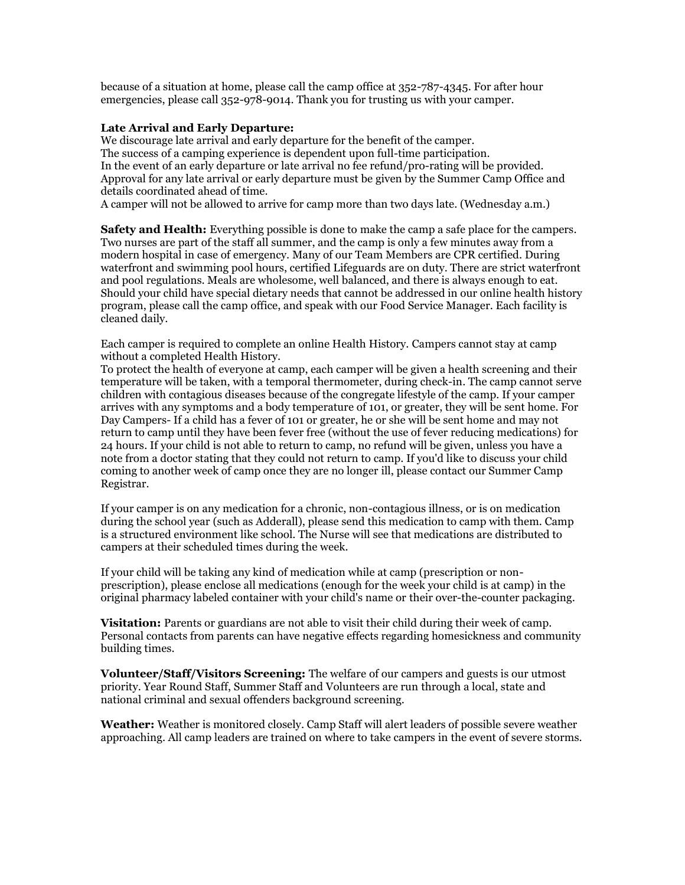because of a situation at home, please call the camp office at 352-787-4345. For after hour emergencies, please call 352-978-9014. Thank you for trusting us with your camper.

**Late Arrival and Early Departure:**
We discourage late arrival and early departure for the benefit of the camper.
The success of a camping experience is dependent upon full-time participation.
In the event of an early departure or late arrival no fee refund/pro-rating will be provided.
Approval for any late arrival or early departure must be given by the Summer Camp Office and details coordinated ahead of time.
A camper will not be allowed to arrive for camp more than two days late. (Wednesday a.m.)

**Safety and Health:** Everything possible is done to make the camp a safe place for the campers. Two nurses are part of the staff all summer, and the camp is only a few minutes away from a modern hospital in case of emergency. Many of our Team Members are CPR certified. During waterfront and swimming pool hours, certified Lifeguards are on duty. There are strict waterfront and pool regulations. Meals are wholesome, well balanced, and there is always enough to eat. Should your child have special dietary needs that cannot be addressed in our online health history program, please call the camp office, and speak with our Food Service Manager. Each facility is cleaned daily.

Each camper is required to complete an online Health History. Campers cannot stay at camp without a completed Health History.
To protect the health of everyone at camp, each camper will be given a health screening and their temperature will be taken, with a temporal thermometer, during check-in. The camp cannot serve children with contagious diseases because of the congregate lifestyle of the camp. If your camper arrives with any symptoms and a body temperature of 101, or greater, they will be sent home. For Day Campers- If a child has a fever of 101 or greater, he or she will be sent home and may not return to camp until they have been fever free (without the use of fever reducing medications) for 24 hours. If your child is not able to return to camp, no refund will be given, unless you have a note from a doctor stating that they could not return to camp. If you'd like to discuss your child coming to another week of camp once they are no longer ill, please contact our Summer Camp Registrar.

If your camper is on any medication for a chronic, non-contagious illness, or is on medication during the school year (such as Adderall), please send this medication to camp with them. Camp is a structured environment like school. The Nurse will see that medications are distributed to campers at their scheduled times during the week.

If your child will be taking any kind of medication while at camp (prescription or non-prescription), please enclose all medications (enough for the week your child is at camp) in the original pharmacy labeled container with your child's name or their over-the-counter packaging.

**Visitation:** Parents or guardians are not able to visit their child during their week of camp. Personal contacts from parents can have negative effects regarding homesickness and community building times.

**Volunteer/Staff/Visitors Screening:** The welfare of our campers and guests is our utmost priority. Year Round Staff, Summer Staff and Volunteers are run through a local, state and national criminal and sexual offenders background screening.

**Weather:** Weather is monitored closely. Camp Staff will alert leaders of possible severe weather approaching. All camp leaders are trained on where to take campers in the event of severe storms.